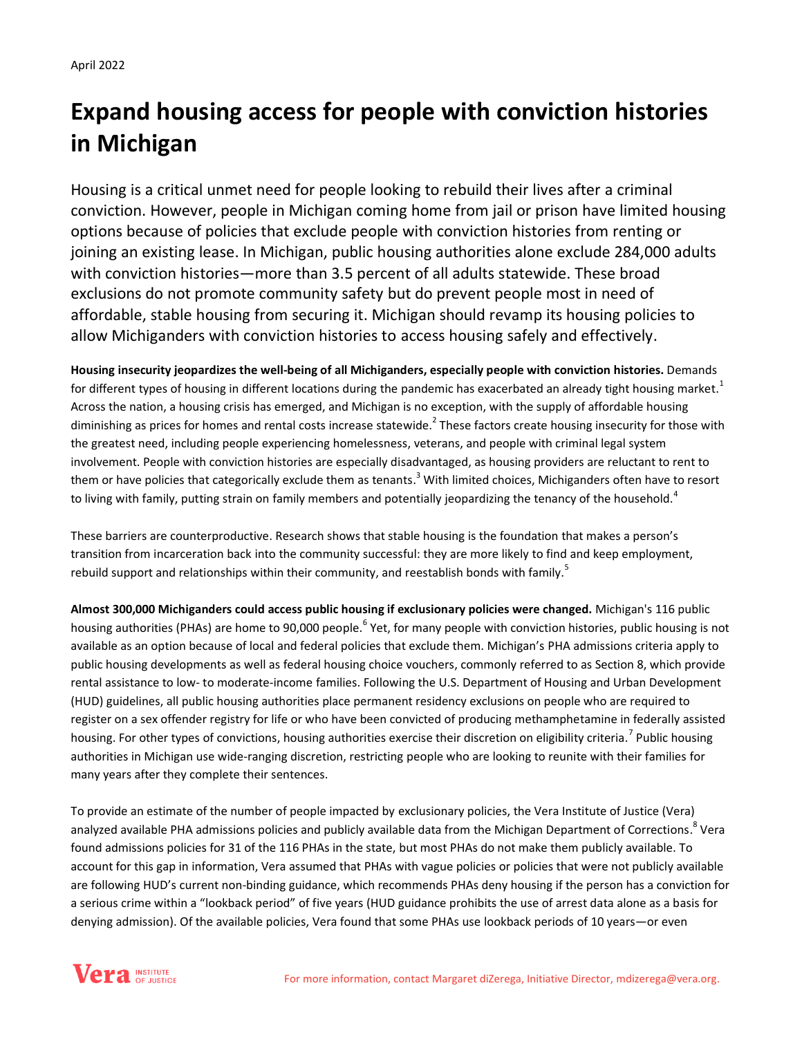April 2022

# Expand housing access for people with conviction histories in Michigan

Housing is a critical unmet need for people looking to rebuild their lives after a criminal conviction. However, people in Michigan coming home from jail or prison have limited housing options because of policies that exclude people with conviction histories from renting or joining an existing lease. In Michigan, public housing authorities alone exclude 284,000 adults with conviction histories—more than 3.5 percent of all adults statewide. These broad exclusions do not promote community safety but do prevent people most in need of affordable, stable housing from securing it. Michigan should revamp its housing policies to allow Michiganders with conviction histories to access housing safely and effectively.

**Housing insecurity jeopardizes the well-being of all Michiganders, especially people with conviction histories.** Demands for different types of housing in different locations during the pandemic has exacerbated an already tight housing market.[1] Across the nation, a housing crisis has emerged, and Michigan is no exception, with the supply of affordable housing diminishing as prices for homes and rental costs increase statewide.[2] These factors create housing insecurity for those with the greatest need, including people experiencing homelessness, veterans, and people with criminal legal system involvement. People with conviction histories are especially disadvantaged, as housing providers are reluctant to rent to them or have policies that categorically exclude them as tenants.[3] With limited choices, Michiganders often have to resort to living with family, putting strain on family members and potentially jeopardizing the tenancy of the household.[4]

These barriers are counterproductive. Research shows that stable housing is the foundation that makes a person's transition from incarceration back into the community successful: they are more likely to find and keep employment, rebuild support and relationships within their community, and reestablish bonds with family.[5]

**Almost 300,000 Michiganders could access public housing if exclusionary policies were changed.** Michigan's 116 public housing authorities (PHAs) are home to 90,000 people.[6] Yet, for many people with conviction histories, public housing is not available as an option because of local and federal policies that exclude them. Michigan's PHA admissions criteria apply to public housing developments as well as federal housing choice vouchers, commonly referred to as Section 8, which provide rental assistance to low- to moderate-income families. Following the U.S. Department of Housing and Urban Development (HUD) guidelines, all public housing authorities place permanent residency exclusions on people who are required to register on a sex offender registry for life or who have been convicted of producing methamphetamine in federally assisted housing. For other types of convictions, housing authorities exercise their discretion on eligibility criteria.[7] Public housing authorities in Michigan use wide-ranging discretion, restricting people who are looking to reunite with their families for many years after they complete their sentences.

To provide an estimate of the number of people impacted by exclusionary policies, the Vera Institute of Justice (Vera) analyzed available PHA admissions policies and publicly available data from the Michigan Department of Corrections.[8] Vera found admissions policies for 31 of the 116 PHAs in the state, but most PHAs do not make them publicly available. To account for this gap in information, Vera assumed that PHAs with vague policies or policies that were not publicly available are following HUD's current non-binding guidance, which recommends PHAs deny housing if the person has a conviction for a serious crime within a "lookback period" of five years (HUD guidance prohibits the use of arrest data alone as a basis for denying admission). Of the available policies, Vera found that some PHAs use lookback periods of 10 years—or even

For more information, contact Margaret diZerega, Initiative Director, mdizerega@vera.org.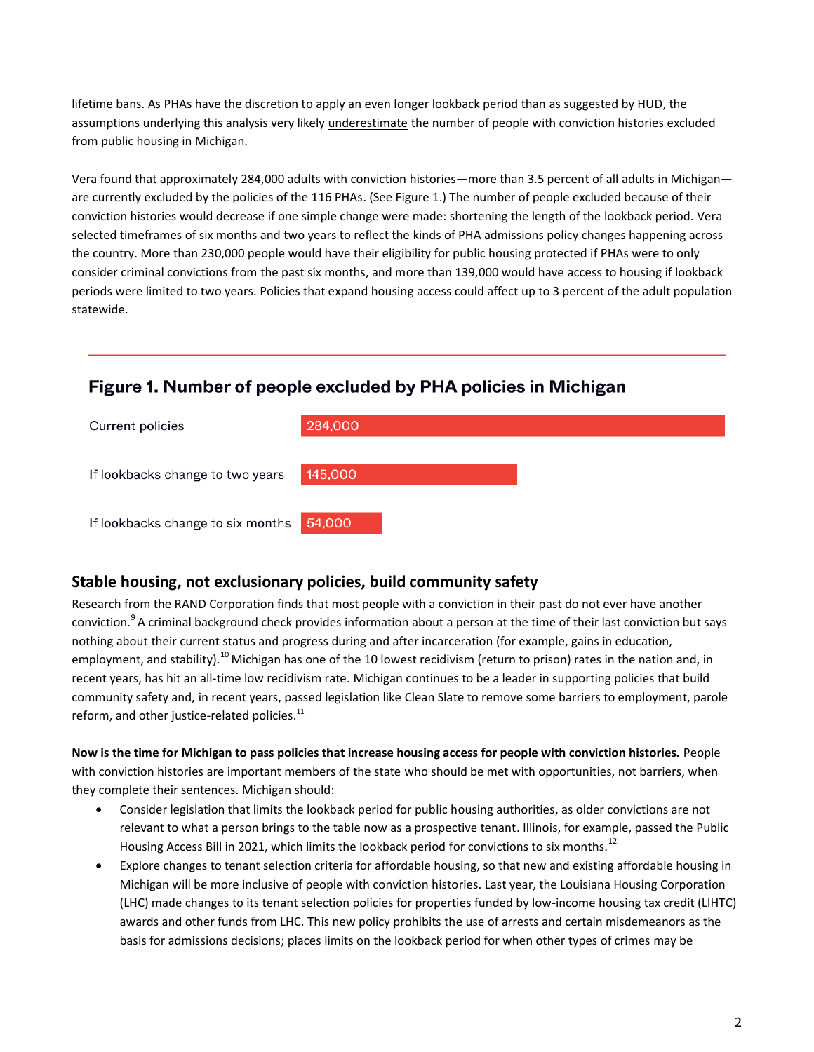lifetime bans. As PHAs have the discretion to apply an even longer lookback period than as suggested by HUD, the assumptions underlying this analysis very likely underestimate the number of people with conviction histories excluded from public housing in Michigan.

Vera found that approximately 284,000 adults with conviction histories—more than 3.5 percent of all adults in Michigan—are currently excluded by the policies of the 116 PHAs. (See Figure 1.) The number of people excluded because of their conviction histories would decrease if one simple change were made: shortening the length of the lookback period. Vera selected timeframes of six months and two years to reflect the kinds of PHA admissions policy changes happening across the country. More than 230,000 people would have their eligibility for public housing protected if PHAs were to only consider criminal convictions from the past six months, and more than 139,000 would have access to housing if lookback periods were limited to two years. Policies that expand housing access could affect up to 3 percent of the adult population statewide.

## Figure 1. Number of people excluded by PHA policies in Michigan

| Scenario | Number of people excluded |
|---|---|
| Current policies | 284,000 |
| If lookbacks change to two years | 145,000 |
| If lookbacks change to six months | 54,000 |

## Stable housing, not exclusionary policies, build community safety

Research from the RAND Corporation finds that most people with a conviction in their past do not ever have another conviction.[9] A criminal background check provides information about a person at the time of their last conviction but says nothing about their current status and progress during and after incarceration (for example, gains in education, employment, and stability).[10] Michigan has one of the 10 lowest recidivism (return to prison) rates in the nation and, in recent years, has hit an all-time low recidivism rate. Michigan continues to be a leader in supporting policies that build community safety and, in recent years, passed legislation like Clean Slate to remove some barriers to employment, parole reform, and other justice-related policies.[11]

**Now is the time for Michigan to pass policies that increase housing access for people with conviction histories.** People with conviction histories are important members of the state who should be met with opportunities, not barriers, when they complete their sentences. Michigan should:

- Consider legislation that limits the lookback period for public housing authorities, as older convictions are not relevant to what a person brings to the table now as a prospective tenant. Illinois, for example, passed the Public Housing Access Bill in 2021, which limits the lookback period for convictions to six months.[12]
- Explore changes to tenant selection criteria for affordable housing, so that new and existing affordable housing in Michigan will be more inclusive of people with conviction histories. Last year, the Louisiana Housing Corporation (LHC) made changes to its tenant selection policies for properties funded by low-income housing tax credit (LIHTC) awards and other funds from LHC. This new policy prohibits the use of arrests and certain misdemeanors as the basis for admissions decisions; places limits on the lookback period for when other types of crimes may be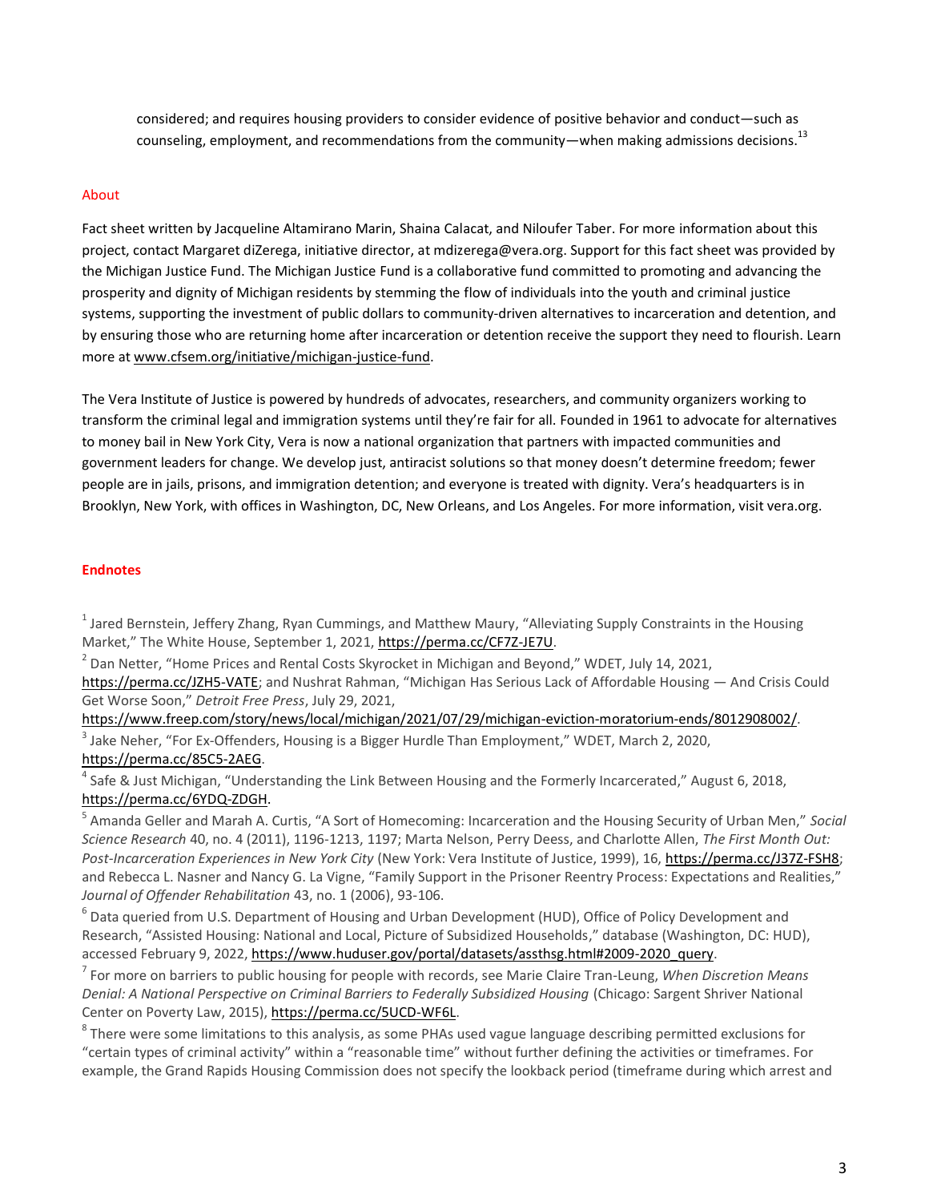considered; and requires housing providers to consider evidence of positive behavior and conduct—such as counseling, employment, and recommendations from the community—when making admissions decisions.[13]

## About

Fact sheet written by Jacqueline Altamirano Marin, Shaina Calacat, and Niloufer Taber. For more information about this project, contact Margaret diZerega, initiative director, at mdizerega@vera.org. Support for this fact sheet was provided by the Michigan Justice Fund. The Michigan Justice Fund is a collaborative fund committed to promoting and advancing the prosperity and dignity of Michigan residents by stemming the flow of individuals into the youth and criminal justice systems, supporting the investment of public dollars to community-driven alternatives to incarceration and detention, and by ensuring those who are returning home after incarceration or detention receive the support they need to flourish. Learn more at www.cfsem.org/initiative/michigan-justice-fund.

The Vera Institute of Justice is powered by hundreds of advocates, researchers, and community organizers working to transform the criminal legal and immigration systems until they're fair for all. Founded in 1961 to advocate for alternatives to money bail in New York City, Vera is now a national organization that partners with impacted communities and government leaders for change. We develop just, antiracist solutions so that money doesn't determine freedom; fewer people are in jails, prisons, and immigration detention; and everyone is treated with dignity. Vera's headquarters is in Brooklyn, New York, with offices in Washington, DC, New Orleans, and Los Angeles. For more information, visit vera.org.

## **Endnotes**

[1] Jared Bernstein, Jeffery Zhang, Ryan Cummings, and Matthew Maury, "Alleviating Supply Constraints in the Housing Market," The White House, September 1, 2021, https://perma.cc/CF7Z-JE7U.

[2] Dan Netter, "Home Prices and Rental Costs Skyrocket in Michigan and Beyond," WDET, July 14, 2021, https://perma.cc/JZH5-VATE; and Nushrat Rahman, "Michigan Has Serious Lack of Affordable Housing — And Crisis Could Get Worse Soon," *Detroit Free Press*, July 29, 2021, https://www.freep.com/story/news/local/michigan/2021/07/29/michigan-eviction-moratorium-ends/8012908002/.

[3] Jake Neher, "For Ex-Offenders, Housing is a Bigger Hurdle Than Employment," WDET, March 2, 2020, https://perma.cc/85C5-2AEG.

[4] Safe & Just Michigan, "Understanding the Link Between Housing and the Formerly Incarcerated," August 6, 2018, https://perma.cc/6YDQ-ZDGH.

[5] Amanda Geller and Marah A. Curtis, "A Sort of Homecoming: Incarceration and the Housing Security of Urban Men," *Social Science Research* 40, no. 4 (2011), 1196-1213, 1197; Marta Nelson, Perry Deess, and Charlotte Allen, *The First Month Out: Post-Incarceration Experiences in New York City* (New York: Vera Institute of Justice, 1999), 16, https://perma.cc/J37Z-FSH8; and Rebecca L. Nasner and Nancy G. La Vigne, "Family Support in the Prisoner Reentry Process: Expectations and Realities," *Journal of Offender Rehabilitation* 43, no. 1 (2006), 93-106.

[6] Data queried from U.S. Department of Housing and Urban Development (HUD), Office of Policy Development and Research, "Assisted Housing: National and Local, Picture of Subsidized Households," database (Washington, DC: HUD), accessed February 9, 2022, https://www.huduser.gov/portal/datasets/assthsg.html#2009-2020_query.

[7] For more on barriers to public housing for people with records, see Marie Claire Tran-Leung, *When Discretion Means Denial: A National Perspective on Criminal Barriers to Federally Subsidized Housing* (Chicago: Sargent Shriver National Center on Poverty Law, 2015), https://perma.cc/5UCD-WF6L.

[8] There were some limitations to this analysis, as some PHAs used vague language describing permitted exclusions for "certain types of criminal activity" within a "reasonable time" without further defining the activities or timeframes. For example, the Grand Rapids Housing Commission does not specify the lookback period (timeframe during which arrest and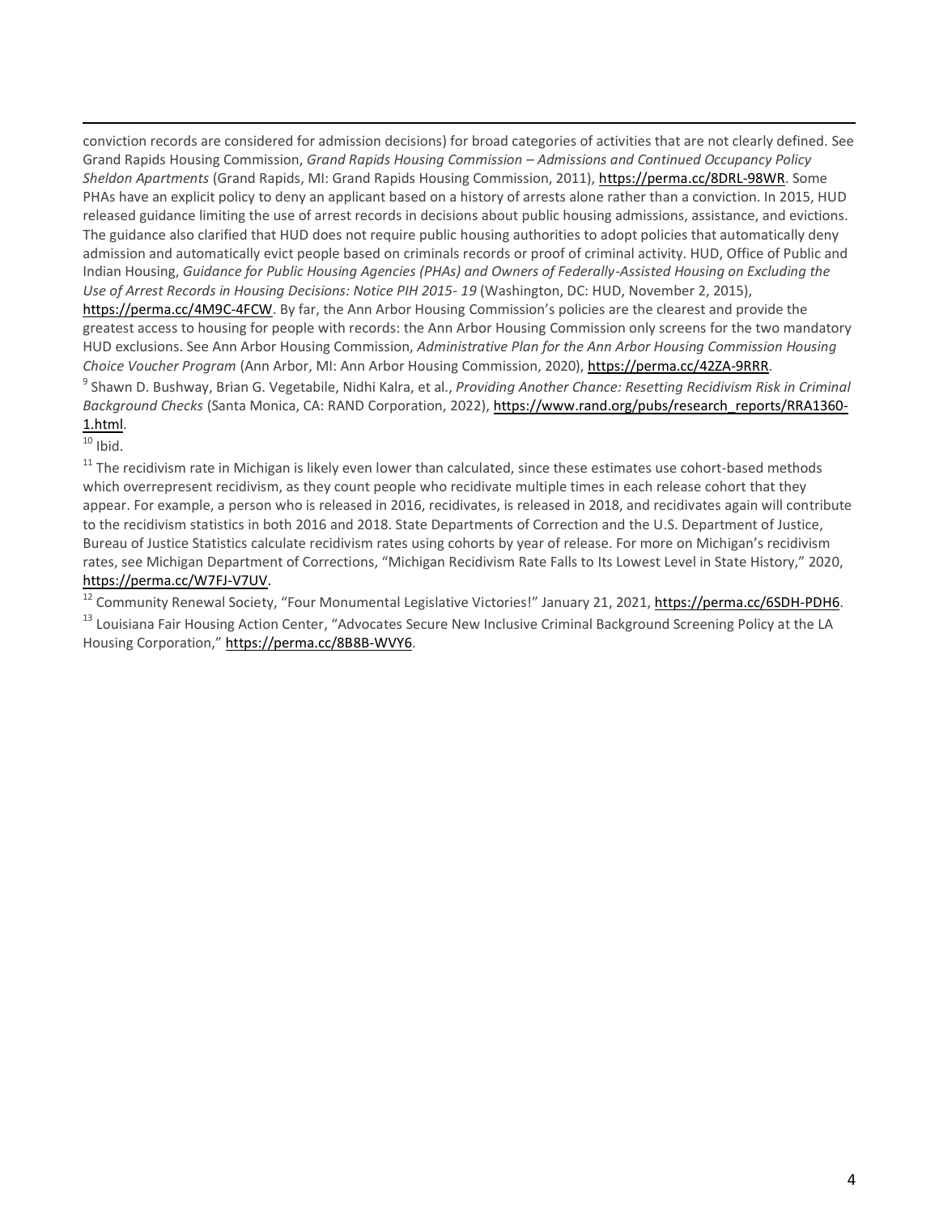conviction records are considered for admission decisions) for broad categories of activities that are not clearly defined. See Grand Rapids Housing Commission, *Grand Rapids Housing Commission – Admissions and Continued Occupancy Policy Sheldon Apartments* (Grand Rapids, MI: Grand Rapids Housing Commission, 2011), https://perma.cc/8DRL-98WR. Some PHAs have an explicit policy to deny an applicant based on a history of arrests alone rather than a conviction. In 2015, HUD released guidance limiting the use of arrest records in decisions about public housing admissions, assistance, and evictions. The guidance also clarified that HUD does not require public housing authorities to adopt policies that automatically deny admission and automatically evict people based on criminals records or proof of criminal activity. HUD, Office of Public and Indian Housing, *Guidance for Public Housing Agencies (PHAs) and Owners of Federally-Assisted Housing on Excluding the Use of Arrest Records in Housing Decisions: Notice PIH 2015- 19* (Washington, DC: HUD, November 2, 2015), https://perma.cc/4M9C-4FCW. By far, the Ann Arbor Housing Commission's policies are the clearest and provide the greatest access to housing for people with records: the Ann Arbor Housing Commission only screens for the two mandatory HUD exclusions. See Ann Arbor Housing Commission, *Administrative Plan for the Ann Arbor Housing Commission Housing Choice Voucher Program* (Ann Arbor, MI: Ann Arbor Housing Commission, 2020), https://perma.cc/42ZA-9RRR.

[9] Shawn D. Bushway, Brian G. Vegetabile, Nidhi Kalra, et al., *Providing Another Chance: Resetting Recidivism Risk in Criminal Background Checks* (Santa Monica, CA: RAND Corporation, 2022), https://www.rand.org/pubs/research_reports/RRA1360-1.html.

[10] Ibid.

[11] The recidivism rate in Michigan is likely even lower than calculated, since these estimates use cohort-based methods which overrepresent recidivism, as they count people who recidivate multiple times in each release cohort that they appear. For example, a person who is released in 2016, recidivates, is released in 2018, and recidivates again will contribute to the recidivism statistics in both 2016 and 2018. State Departments of Correction and the U.S. Department of Justice, Bureau of Justice Statistics calculate recidivism rates using cohorts by year of release. For more on Michigan's recidivism rates, see Michigan Department of Corrections, "Michigan Recidivism Rate Falls to Its Lowest Level in State History," 2020, https://perma.cc/W7FJ-V7UV.

[12] Community Renewal Society, "Four Monumental Legislative Victories!" January 21, 2021, https://perma.cc/6SDH-PDH6.

[13] Louisiana Fair Housing Action Center, "Advocates Secure New Inclusive Criminal Background Screening Policy at the LA Housing Corporation," https://perma.cc/8B8B-WVY6.